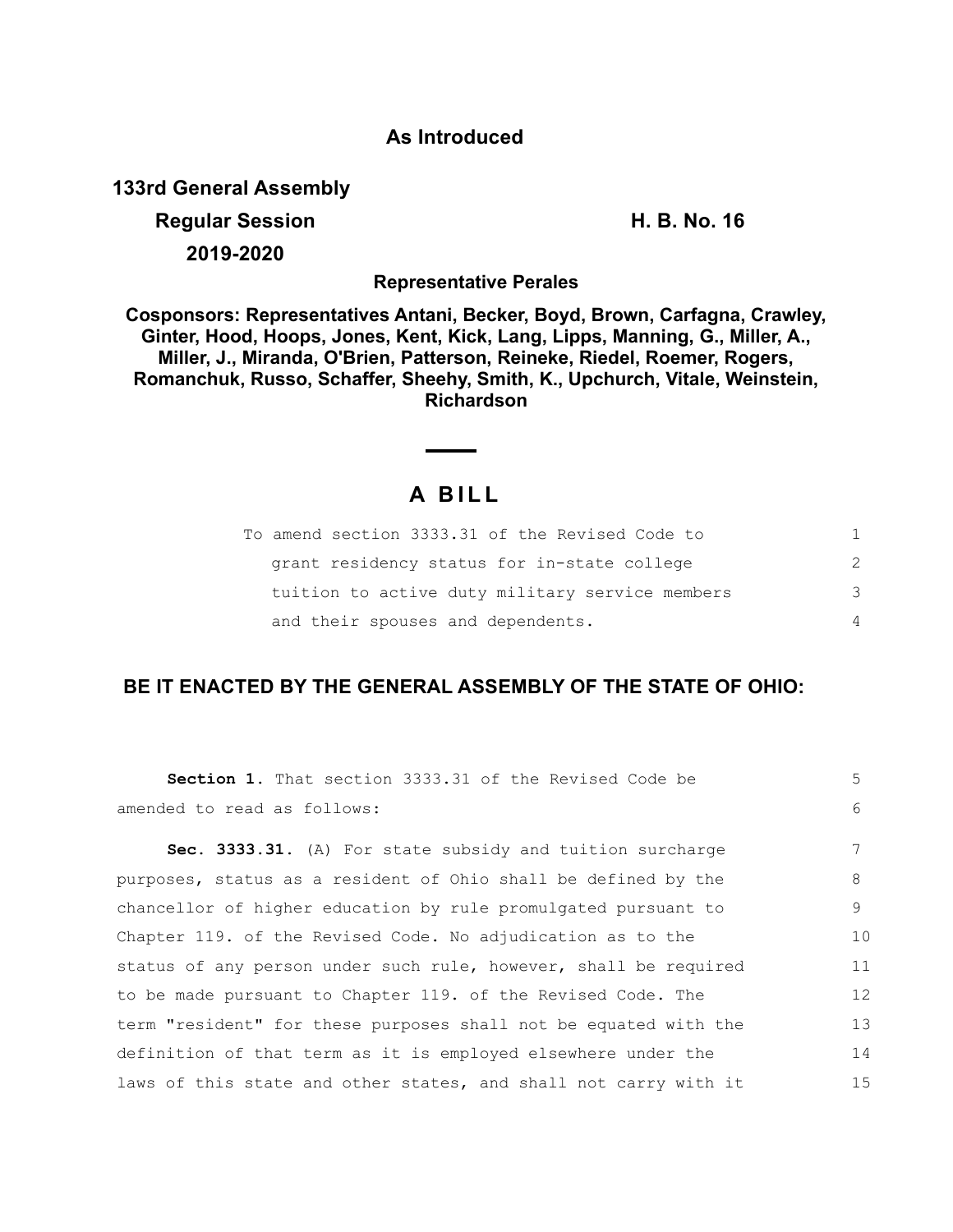**As Introduced**

**133rd General Assembly**

**Regular Session** **H. B. No. 16**

**2019-2020**

**Representative Perales**

**Cosponsors: Representatives Antani, Becker, Boyd, Brown, Carfagna, Crawley, Ginter, Hood, Hoops, Jones, Kent, Kick, Lang, Lipps, Manning, G., Miller, A., Miller, J., Miranda, O'Brien, Patterson, Reineke, Riedel, Roemer, Rogers, Romanchuk, Russo, Schaffer, Sheehy, Smith, K., Upchurch, Vitale, Weinstein, Richardson**

# A BILL

To amend section 3333.31 of the Revised Code to grant residency status for in-state college tuition to active duty military service members and their spouses and dependents.

**BE IT ENACTED BY THE GENERAL ASSEMBLY OF THE STATE OF OHIO:**

**Section 1.** That section 3333.31 of the Revised Code be amended to read as follows:

**Sec. 3333.31.** (A) For state subsidy and tuition surcharge purposes, status as a resident of Ohio shall be defined by the chancellor of higher education by rule promulgated pursuant to Chapter 119. of the Revised Code. No adjudication as to the status of any person under such rule, however, shall be required to be made pursuant to Chapter 119. of the Revised Code. The term "resident" for these purposes shall not be equated with the definition of that term as it is employed elsewhere under the laws of this state and other states, and shall not carry with it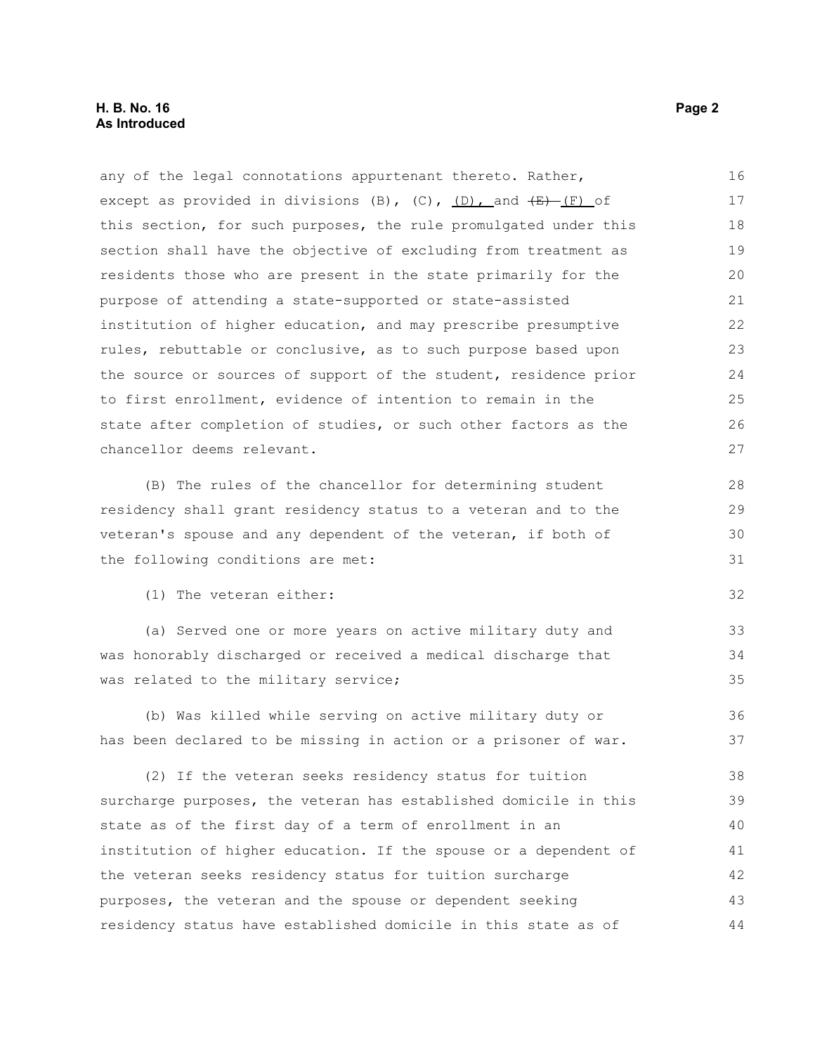any of the legal connotations appurtenant thereto. Rather, except as provided in divisions (B), (C), (D), and ~~(E)~~ (F) of this section, for such purposes, the rule promulgated under this section shall have the objective of excluding from treatment as residents those who are present in the state primarily for the purpose of attending a state-supported or state-assisted institution of higher education, and may prescribe presumptive rules, rebuttable or conclusive, as to such purpose based upon the source or sources of support of the student, residence prior to first enrollment, evidence of intention to remain in the state after completion of studies, or such other factors as the chancellor deems relevant.

(B) The rules of the chancellor for determining student residency shall grant residency status to a veteran and to the veteran's spouse and any dependent of the veteran, if both of the following conditions are met:

(1) The veteran either:

(a) Served one or more years on active military duty and was honorably discharged or received a medical discharge that was related to the military service;

(b) Was killed while serving on active military duty or has been declared to be missing in action or a prisoner of war.

(2) If the veteran seeks residency status for tuition surcharge purposes, the veteran has established domicile in this state as of the first day of a term of enrollment in an institution of higher education. If the spouse or a dependent of the veteran seeks residency status for tuition surcharge purposes, the veteran and the spouse or dependent seeking residency status have established domicile in this state as of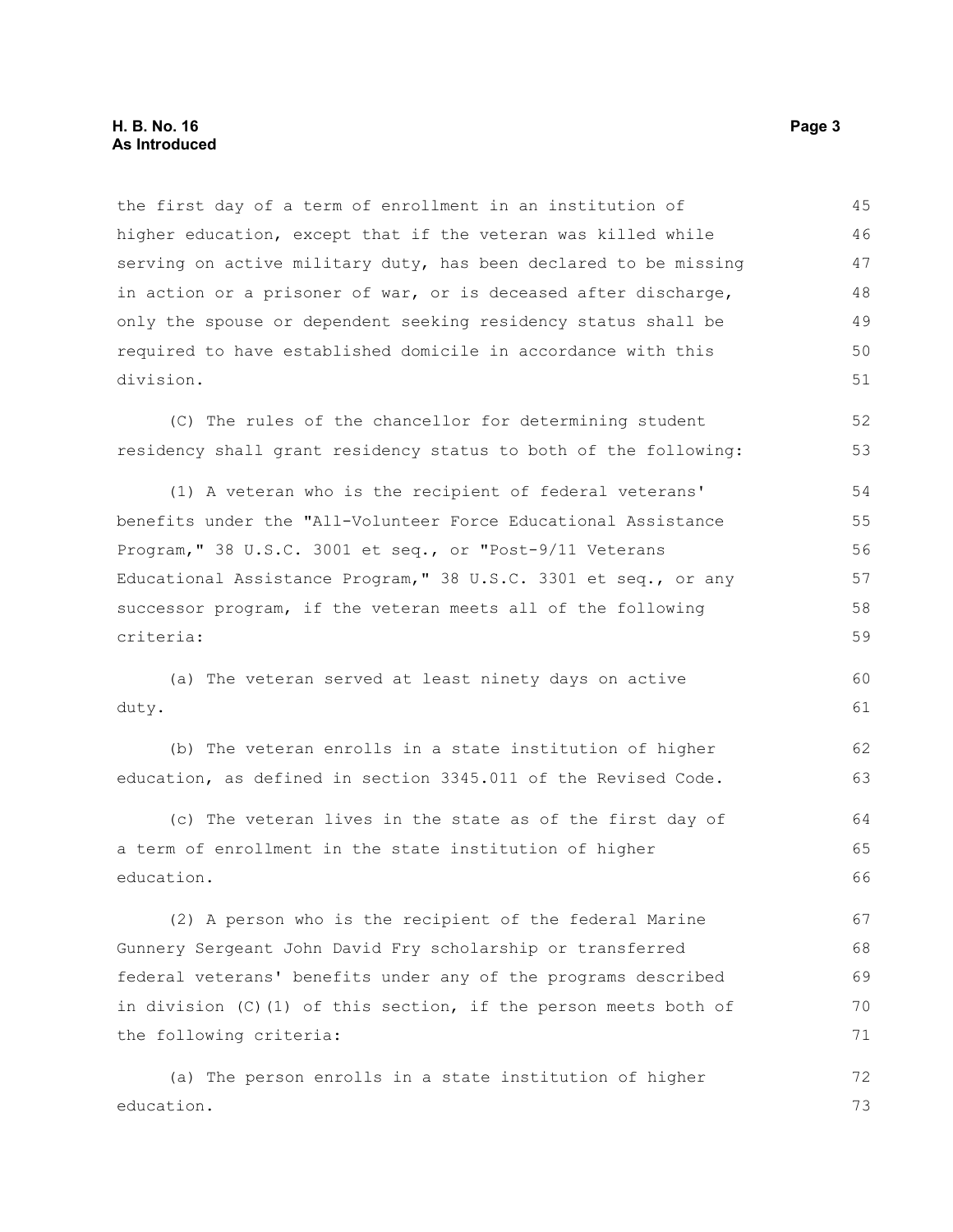the first day of a term of enrollment in an institution of higher education, except that if the veteran was killed while serving on active military duty, has been declared to be missing in action or a prisoner of war, or is deceased after discharge, only the spouse or dependent seeking residency status shall be required to have established domicile in accordance with this division.

(C) The rules of the chancellor for determining student residency shall grant residency status to both of the following:

(1) A veteran who is the recipient of federal veterans' benefits under the "All-Volunteer Force Educational Assistance Program," 38 U.S.C. 3001 et seq., or "Post-9/11 Veterans Educational Assistance Program," 38 U.S.C. 3301 et seq., or any successor program, if the veteran meets all of the following criteria:

(a) The veteran served at least ninety days on active duty.

(b) The veteran enrolls in a state institution of higher education, as defined in section 3345.011 of the Revised Code.

(c) The veteran lives in the state as of the first day of a term of enrollment in the state institution of higher education.

(2) A person who is the recipient of the federal Marine Gunnery Sergeant John David Fry scholarship or transferred federal veterans' benefits under any of the programs described in division (C)(1) of this section, if the person meets both of the following criteria:

(a) The person enrolls in a state institution of higher education.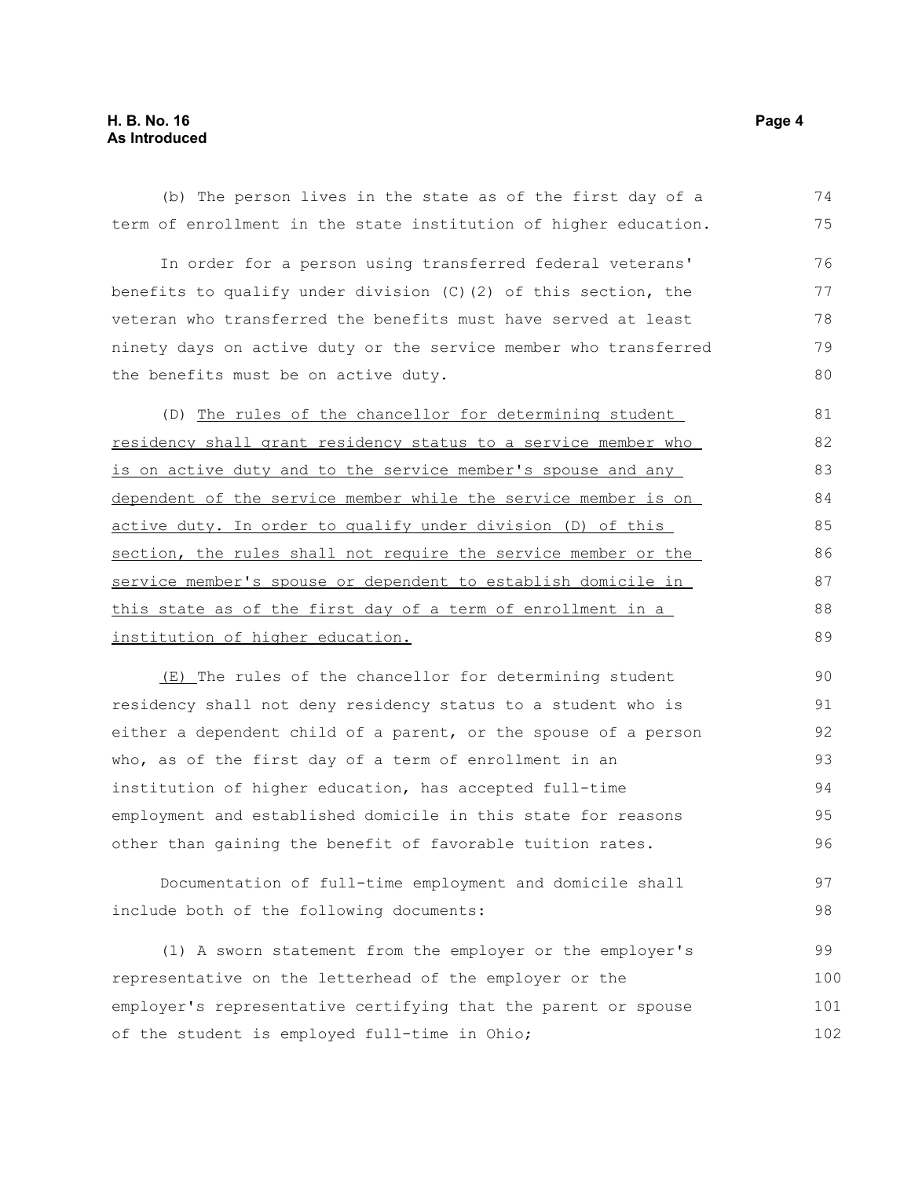(b) The person lives in the state as of the first day of a term of enrollment in the state institution of higher education.

In order for a person using transferred federal veterans' benefits to qualify under division (C)(2) of this section, the veteran who transferred the benefits must have served at least ninety days on active duty or the service member who transferred the benefits must be on active duty.

(D) The rules of the chancellor for determining student residency shall grant residency status to a service member who is on active duty and to the service member's spouse and any dependent of the service member while the service member is on active duty. In order to qualify under division (D) of this section, the rules shall not require the service member or the service member's spouse or dependent to establish domicile in this state as of the first day of a term of enrollment in a institution of higher education.

(E) The rules of the chancellor for determining student residency shall not deny residency status to a student who is either a dependent child of a parent, or the spouse of a person who, as of the first day of a term of enrollment in an institution of higher education, has accepted full-time employment and established domicile in this state for reasons other than gaining the benefit of favorable tuition rates.

Documentation of full-time employment and domicile shall include both of the following documents:

(1) A sworn statement from the employer or the employer's representative on the letterhead of the employer or the employer's representative certifying that the parent or spouse of the student is employed full-time in Ohio;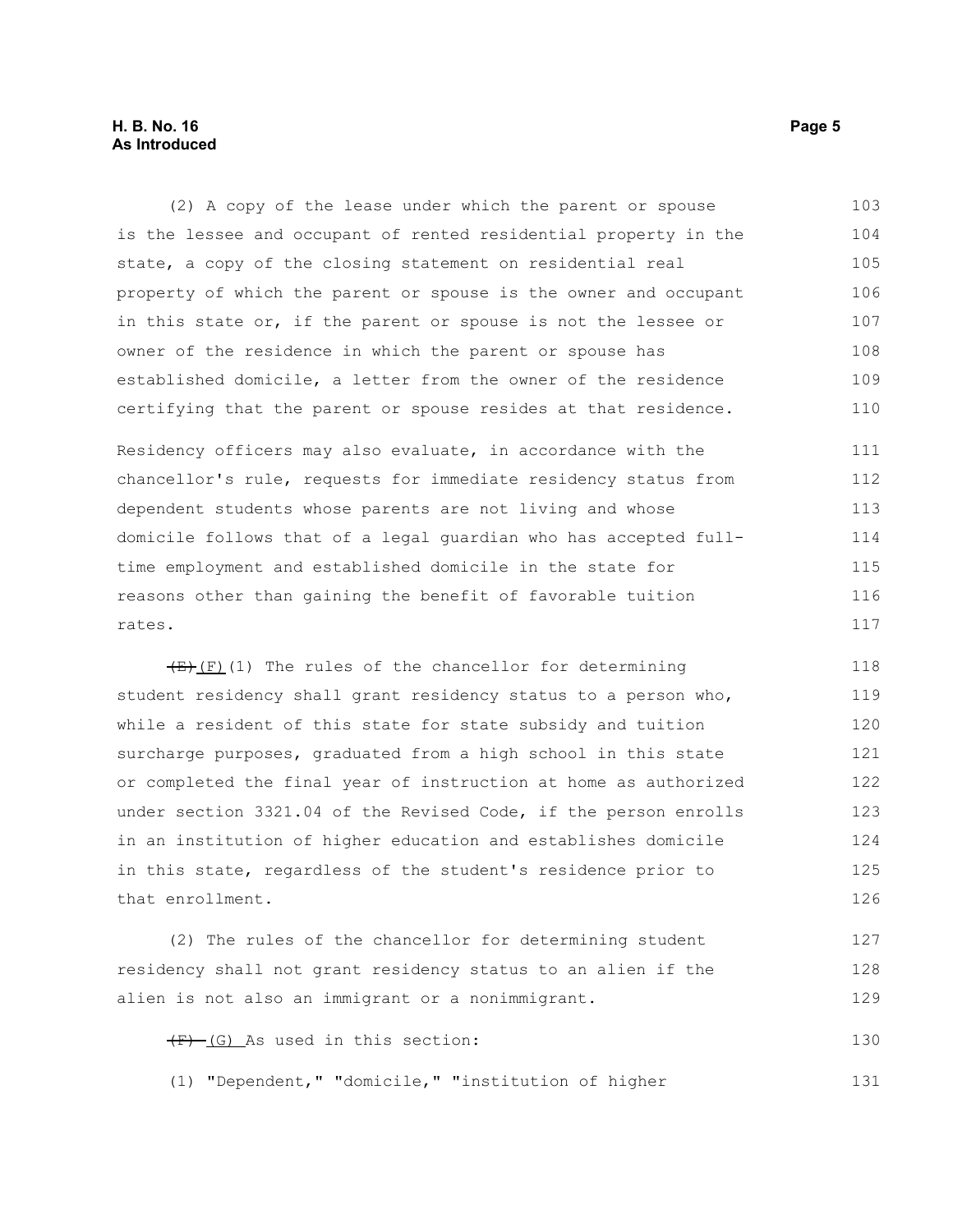(2) A copy of the lease under which the parent or spouse is the lessee and occupant of rented residential property in the state, a copy of the closing statement on residential real property of which the parent or spouse is the owner and occupant in this state or, if the parent or spouse is not the lessee or owner of the residence in which the parent or spouse has established domicile, a letter from the owner of the residence certifying that the parent or spouse resides at that residence.

Residency officers may also evaluate, in accordance with the chancellor's rule, requests for immediate residency status from dependent students whose parents are not living and whose domicile follows that of a legal guardian who has accepted full-time employment and established domicile in the state for reasons other than gaining the benefit of favorable tuition rates.

~~(E)~~ (F)(1) The rules of the chancellor for determining student residency shall grant residency status to a person who, while a resident of this state for state subsidy and tuition surcharge purposes, graduated from a high school in this state or completed the final year of instruction at home as authorized under section 3321.04 of the Revised Code, if the person enrolls in an institution of higher education and establishes domicile in this state, regardless of the student's residence prior to that enrollment.

(2) The rules of the chancellor for determining student residency shall not grant residency status to an alien if the alien is not also an immigrant or a nonimmigrant.

~~(F)~~ (G) As used in this section:

(1) "Dependent," "domicile," "institution of higher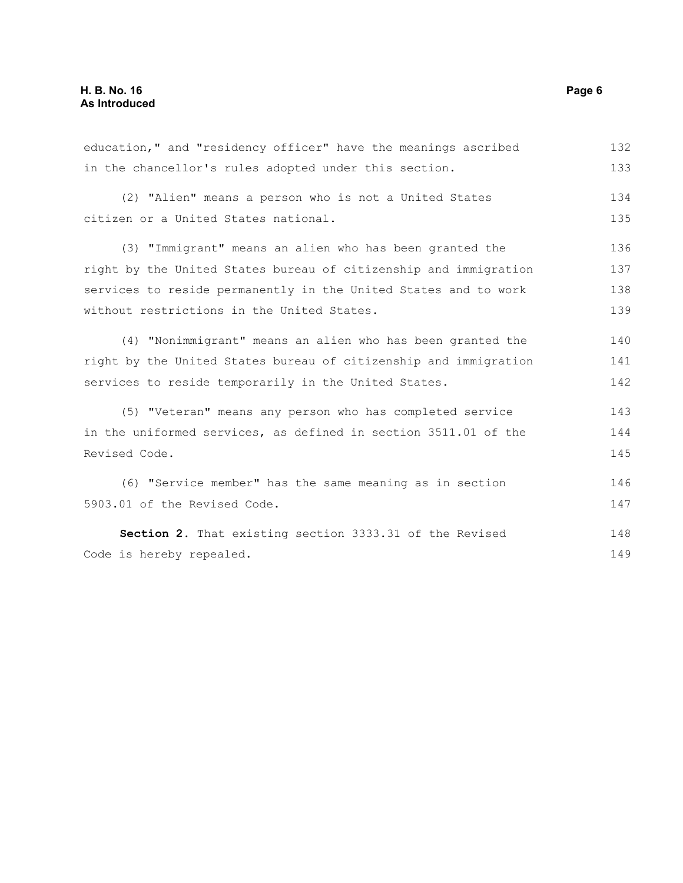education," and "residency officer" have the meanings ascribed in the chancellor's rules adopted under this section.

(2) "Alien" means a person who is not a United States citizen or a United States national.

(3) "Immigrant" means an alien who has been granted the right by the United States bureau of citizenship and immigration services to reside permanently in the United States and to work without restrictions in the United States.

(4) "Nonimmigrant" means an alien who has been granted the right by the United States bureau of citizenship and immigration services to reside temporarily in the United States.

(5) "Veteran" means any person who has completed service in the uniformed services, as defined in section 3511.01 of the Revised Code.

(6) "Service member" has the same meaning as in section 5903.01 of the Revised Code.

**Section 2.** That existing section 3333.31 of the Revised Code is hereby repealed.